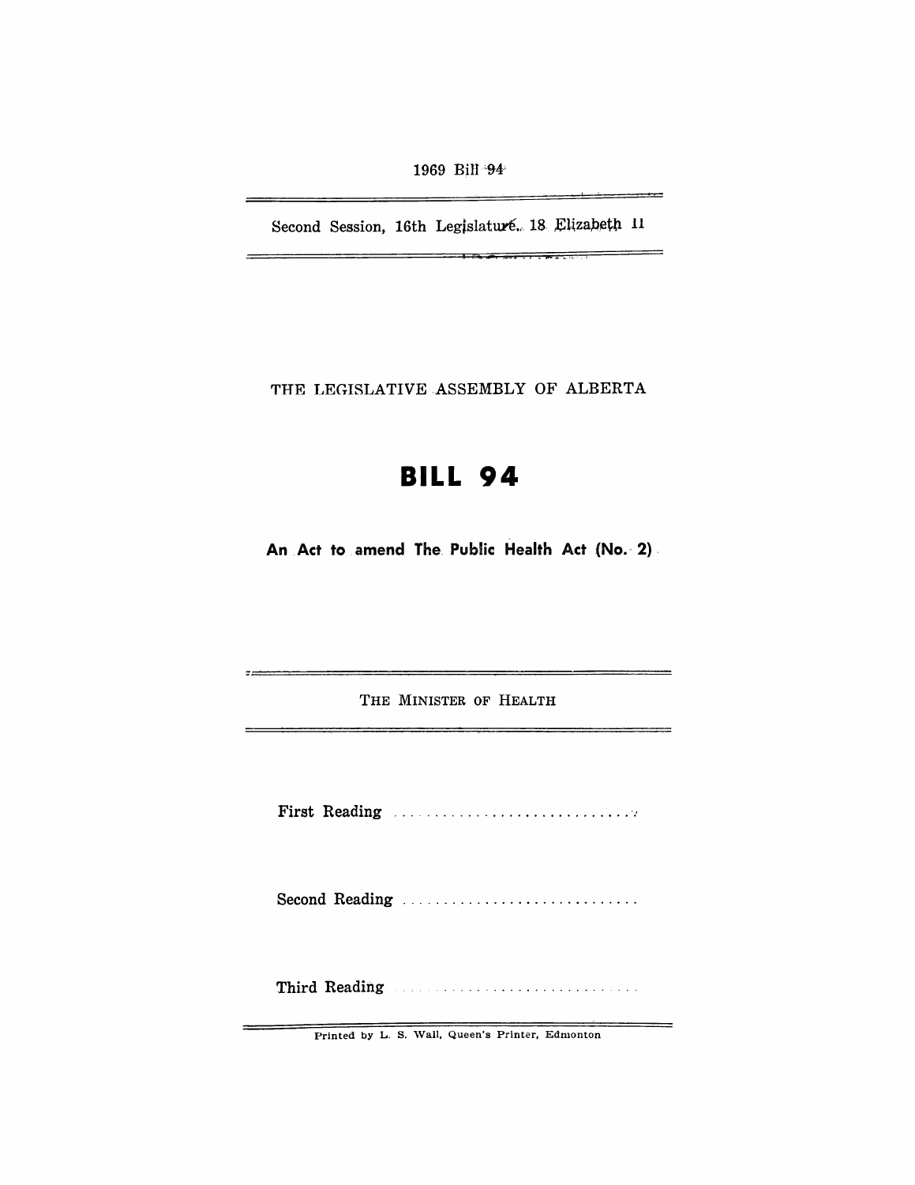1969 Bill 94

Second Session, 16th Legislature, 18 Elizabeth II

THE LEGISLATIVE ASSEMBLY OF ALBERTA

# BILL 94

## An Act to amend The Public Health Act (No. 2)

THE MINISTER OF HEALTH

First Reading .............................

Second Reading .............................

Third Reading .............................

Printed by L. S. Wall, Queen's Printer, Edmonton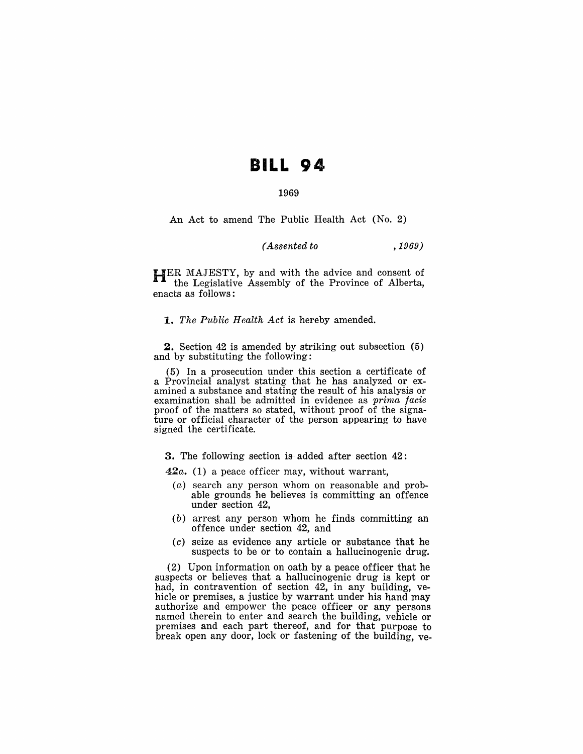# BILL 94

1969

An Act to amend The Public Health Act (No. 2)

*(Assented to , 1969)*

HER MAJESTY, by and with the advice and consent of the Legislative Assembly of the Province of Alberta, enacts as follows:

**1.** *The Public Health Act* is hereby amended.

**2.** Section 42 is amended by striking out subsection (5) and by substituting the following:

(5) In a prosecution under this section a certificate of a Provincial analyst stating that he has analyzed or examined a substance and stating the result of his analysis or examination shall be admitted in evidence as *prima facie* proof of the matters so stated, without proof of the signature or official character of the person appearing to have signed the certificate.

**3.** The following section is added after section 42:

**42*a*.** (1) a peace officer may, without warrant,

(*a*) search any person whom on reasonable and probable grounds he believes is committing an offence under section 42,

(*b*) arrest any person whom he finds committing an offence under section 42, and

(*c*) seize as evidence any article or substance that he suspects to be or to contain a hallucinogenic drug.

(2) Upon information on oath by a peace officer that he suspects or believes that a hallucinogenic drug is kept or had, in contravention of section 42, in any building, vehicle or premises, a justice by warrant under his hand may authorize and empower the peace officer or any persons named therein to enter and search the building, vehicle or premises and each part thereof, and for that purpose to break open any door, lock or fastening of the building, ve-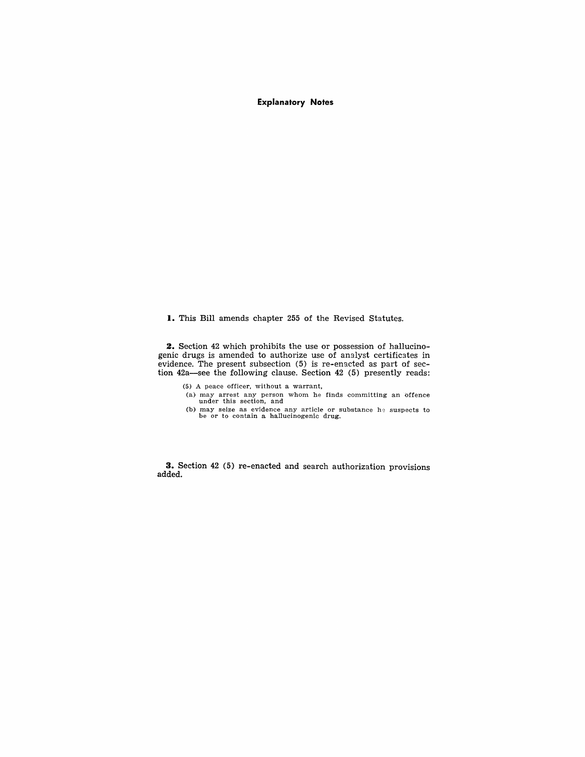## Explanatory Notes

**1.** This Bill amends chapter 255 of the Revised Statutes.

**2.** Section 42 which prohibits the use or possession of hallucinogenic drugs is amended to authorize use of analyst certificates in evidence. The present subsection (5) is re-enacted as part of section 42a—see the following clause. Section 42 (5) presently reads:

> (5) A peace officer, without a warrant,
>
> (a) may arrest any person whom he finds committing an offence under this section, and
>
> (b) may seize as evidence any article or substance he suspects to be or to contain a hallucinogenic drug.

**3.** Section 42 (5) re-enacted and search authorization provisions added.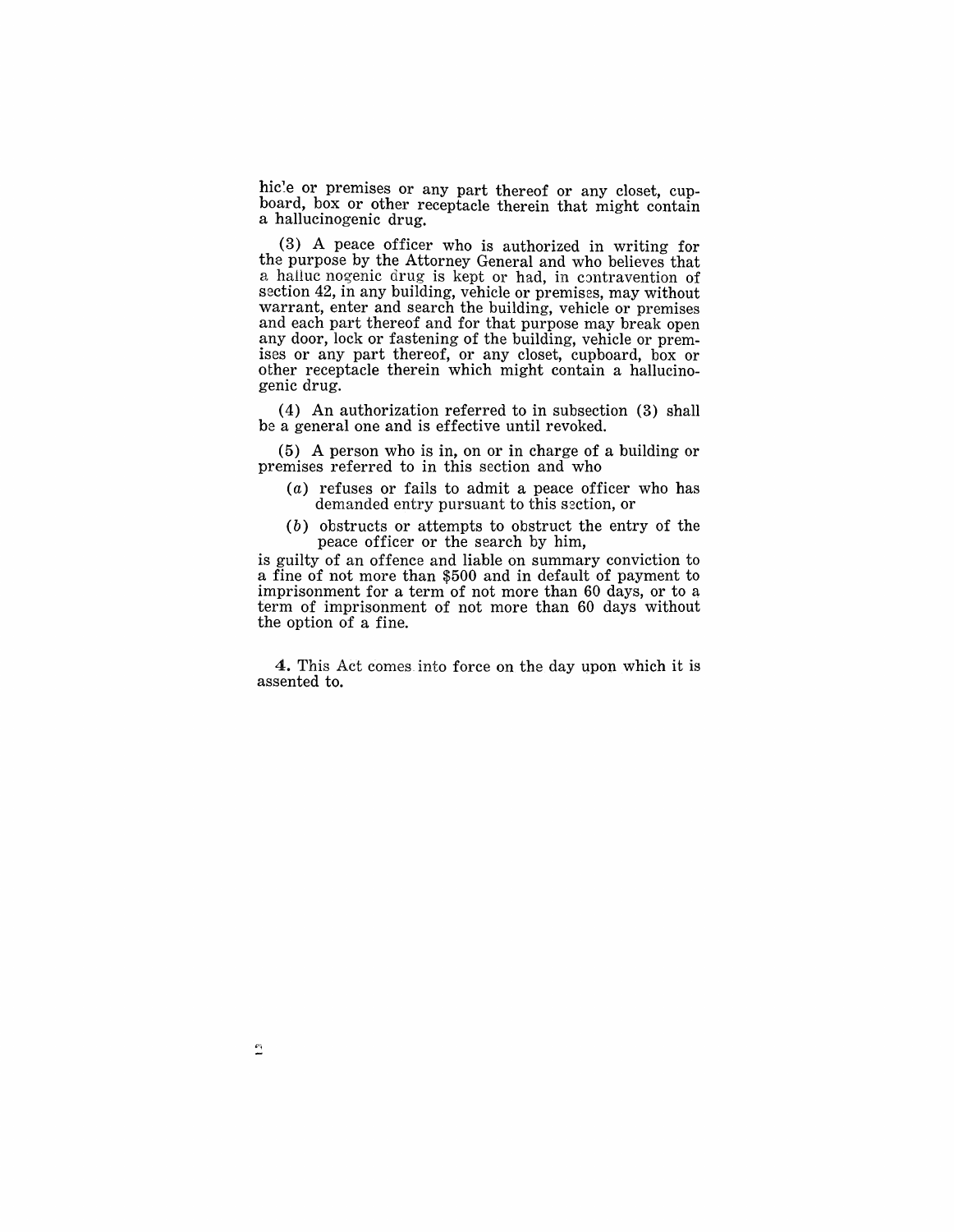hicle or premises or any part thereof or any closet, cupboard, box or other receptacle therein that might contain a hallucinogenic drug.

(3) A peace officer who is authorized in writing for the purpose by the Attorney General and who believes that a hallucinogenic drug is kept or had, in contravention of section 42, in any building, vehicle or premises, may without warrant, enter and search the building, vehicle or premises and each part thereof and for that purpose may break open any door, lock or fastening of the building, vehicle or premises or any part thereof, or any closet, cupboard, box or other receptacle therein which might contain a hallucinogenic drug.

(4) An authorization referred to in subsection (3) shall be a general one and is effective until revoked.

(5) A person who is in, on or in charge of a building or premises referred to in this section and who

- (*a*) refuses or fails to admit a peace officer who has demanded entry pursuant to this section, or
- (*b*) obstructs or attempts to obstruct the entry of the peace officer or the search by him,

is guilty of an offence and liable on summary conviction to a fine of not more than $500 and in default of payment to imprisonment for a term of not more than 60 days, or to a term of imprisonment of not more than 60 days without the option of a fine.

**4.** This Act comes into force on the day upon which it is assented to.